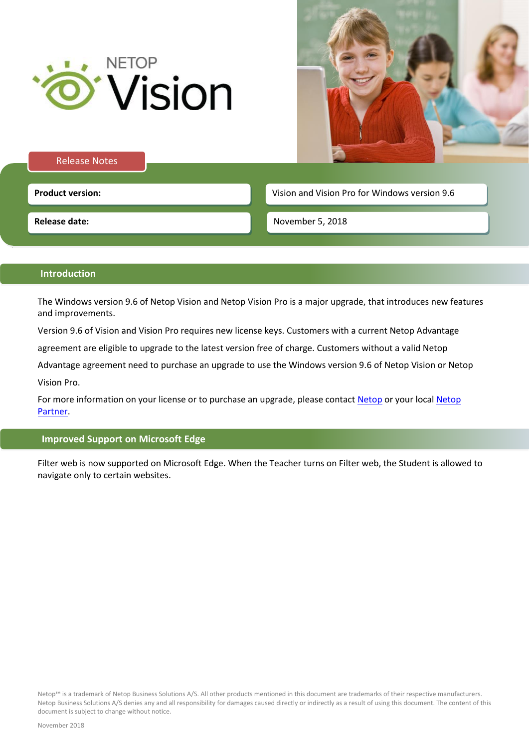# NETOP Vision

Release Notes

| Product version: | Vision and Vision Pro for Windows version 9.6 |
| --- | --- |
| Release date: | November 5, 2018 |

## Introduction

The Windows version 9.6 of Netop Vision and Netop Vision Pro is a major upgrade, that introduces new features and improvements.

Version 9.6 of Vision and Vision Pro requires new license keys. Customers with a current Netop Advantage agreement are eligible to upgrade to the latest version free of charge. Customers without a valid Netop Advantage agreement need to purchase an upgrade to use the Windows version 9.6 of Netop Vision or Netop Vision Pro.

For more information on your license or to purchase an upgrade, please contact Netop or your local Netop Partner.

## Improved Support on Microsoft Edge

Filter web is now supported on Microsoft Edge. When the Teacher turns on Filter web, the Student is allowed to navigate only to certain websites.

Netop™ is a trademark of Netop Business Solutions A/S. All other products mentioned in this document are trademarks of their respective manufacturers. Netop Business Solutions A/S denies any and all responsibility for damages caused directly or indirectly as a result of using this document. The content of this document is subject to change without notice.

November 2018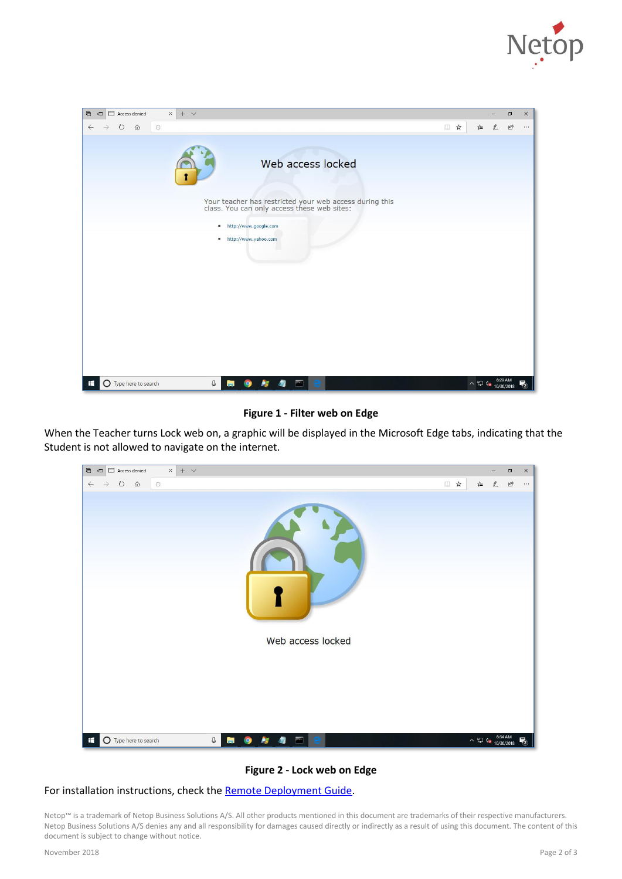**Figure 1 - Filter web on Edge**

When the Teacher turns Lock web on, a graphic will be displayed in the Microsoft Edge tabs, indicating that the Student is not allowed to navigate on the internet.

**Figure 2 - Lock web on Edge**

For installation instructions, check the [Remote Deployment Guide](Remote Deployment Guide).

Netop™ is a trademark of Netop Business Solutions A/S. All other products mentioned in this document are trademarks of their respective manufacturers. Netop Business Solutions A/S denies any and all responsibility for damages caused directly or indirectly as a result of using this document. The content of this document is subject to change without notice.

November 2018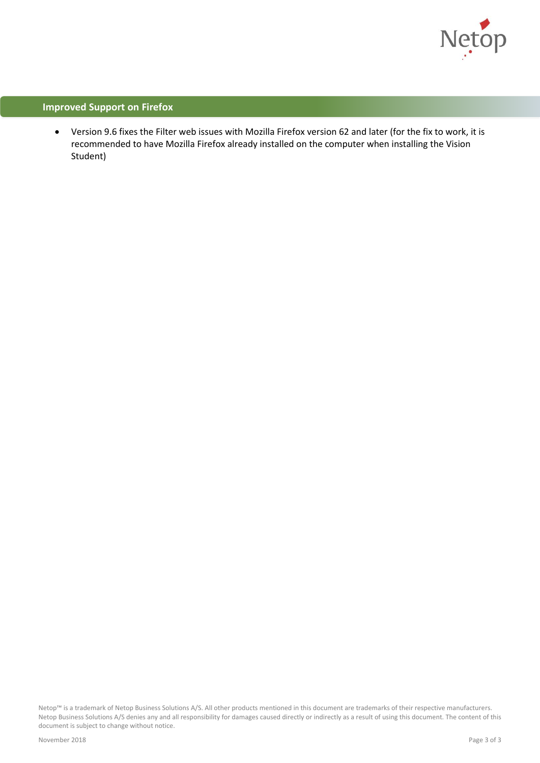## Improved Support on Firefox

- Version 9.6 fixes the Filter web issues with Mozilla Firefox version 62 and later (for the fix to work, it is recommended to have Mozilla Firefox already installed on the computer when installing the Vision Student)

Netop™ is a trademark of Netop Business Solutions A/S. All other products mentioned in this document are trademarks of their respective manufacturers. Netop Business Solutions A/S denies any and all responsibility for damages caused directly or indirectly as a result of using this document. The content of this document is subject to change without notice.

November 2018